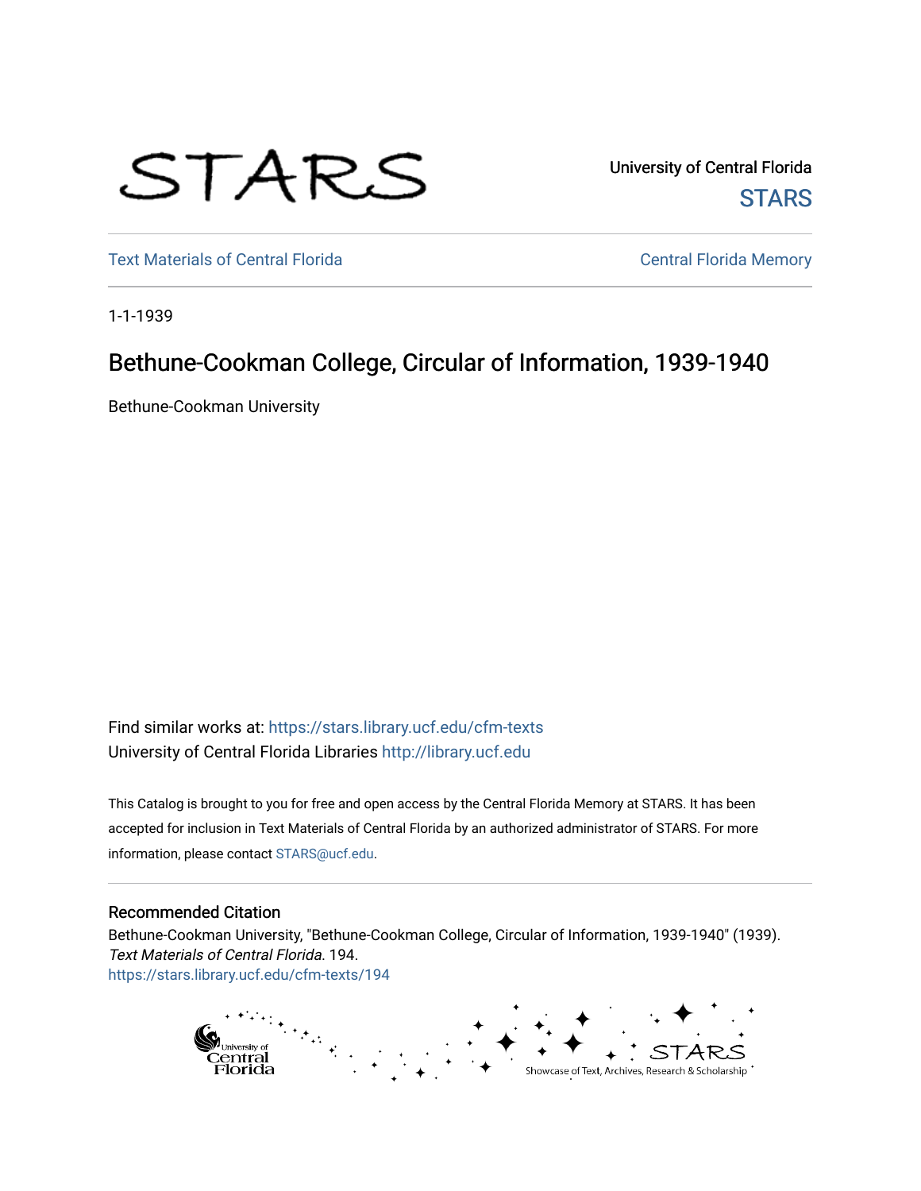University of Central Florida

STARS

Text Materials of Central Florida

Central Florida Memory

1-1-1939

# Bethune-Cookman College, Circular of Information, 1939-1940

Bethune-Cookman University

Find similar works at: https://stars.library.ucf.edu/cfm-texts

University of Central Florida Libraries http://library.ucf.edu

This Catalog is brought to you for free and open access by the Central Florida Memory at STARS. It has been accepted for inclusion in Text Materials of Central Florida by an authorized administrator of STARS. For more information, please contact STARS@ucf.edu.

## Recommended Citation

Bethune-Cookman University, "Bethune-Cookman College, Circular of Information, 1939-1940" (1939). *Text Materials of Central Florida*. 194.
https://stars.library.ucf.edu/cfm-texts/194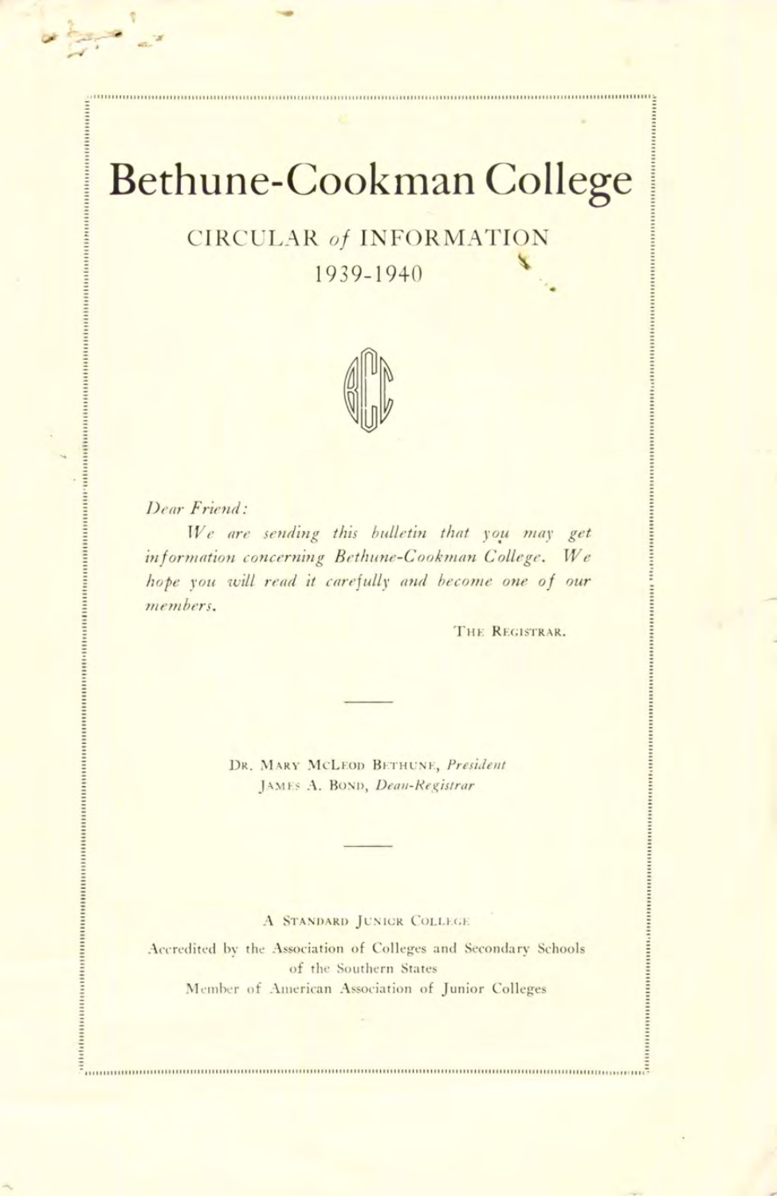# Bethune-Cookman College

## CIRCULAR *of* INFORMATION

1939-1940

BCC

*Dear Friend:*

*We are sending this bulletin that you may get information concerning Bethune-Cookman College. We hope you will read it carefully and become one of our members.*

THE REGISTRAR.

---

DR. MARY MCLEOD BETHUNE, *President*

JAMES A. BOND, *Dean-Registrar*

---

A STANDARD JUNIOR COLLEGE

Accredited by the Association of Colleges and Secondary Schools of the Southern States

Member of American Association of Junior Colleges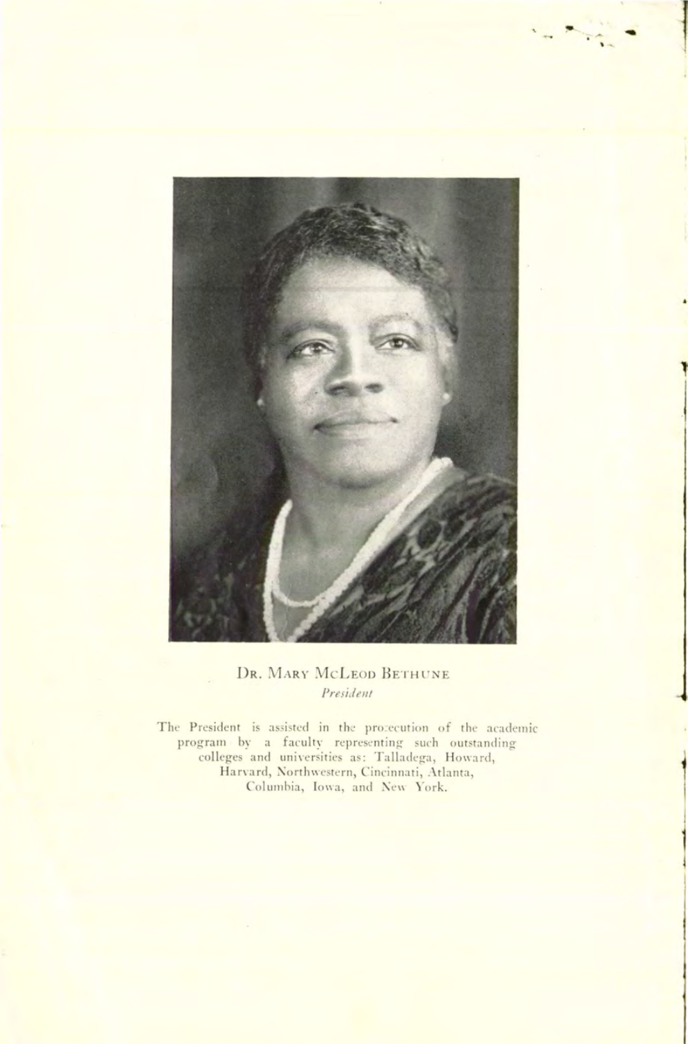DR. MARY McLEOD BETHUNE

*President*

The President is assisted in the prosecution of the academic program by a faculty representing such outstanding colleges and universities as: Talladega, Howard, Harvard, Northwestern, Cincinnati, Atlanta, Columbia, Iowa, and New York.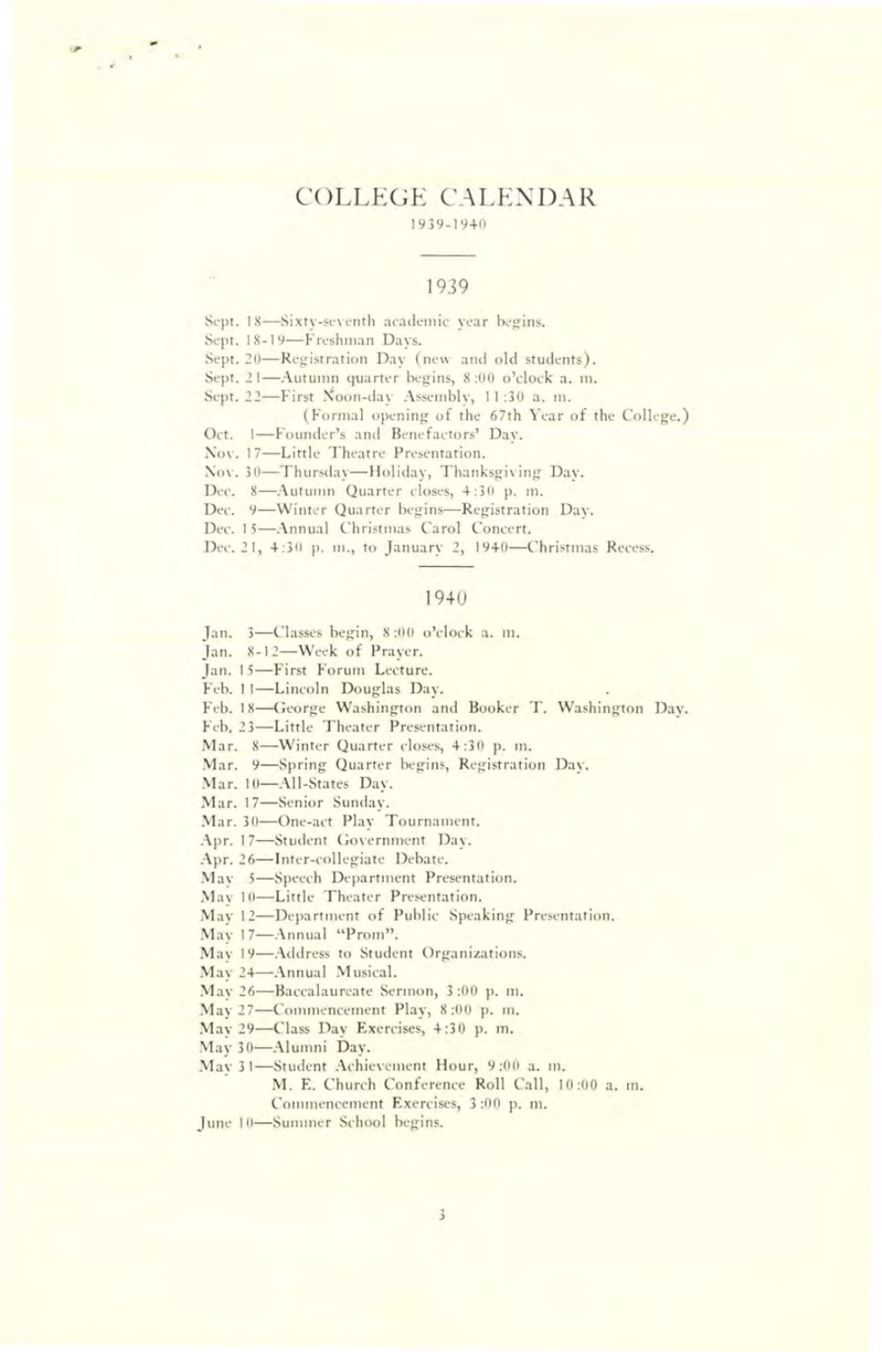# COLLEGE CALENDAR

1939-1940

## 1939

Sept. 18—Sixty-seventh academic year begins.
Sept. 18-19—Freshman Days.
Sept. 20—Registration Day (new and old students).
Sept. 21—Autumn quarter begins, 8:00 o'clock a. m.
Sept. 22—First Noon-day Assembly, 11:30 a. m.
(Formal opening of the 67th Year of the College.)
Oct. 1—Founder's and Benefactors' Day.
Nov. 17—Little Theatre Presentation.
Nov. 30—Thursday—Holiday, Thanksgiving Day.
Dec. 8—Autumn Quarter closes, 4:30 p. m.
Dec. 9—Winter Quarter begins—Registration Day.
Dec. 15—Annual Christmas Carol Concert.
Dec. 21, 4:30 p. m., to January 2, 1940—Christmas Recess.

## 1940

Jan. 3—Classes begin, 8:00 o'clock a. m.
Jan. 8-12—Week of Prayer.
Jan. 15—First Forum Lecture.
Feb. 11—Lincoln Douglas Day.
Feb. 18—George Washington and Booker T. Washington Day.
Feb. 23—Little Theater Presentation.
Mar. 8—Winter Quarter closes, 4:30 p. m.
Mar. 9—Spring Quarter begins, Registration Day.
Mar. 10—All-States Day.
Mar. 17—Senior Sunday.
Mar. 30—One-act Play Tournament.
Apr. 17—Student Government Day.
Apr. 26—Inter-collegiate Debate.
May 5—Speech Department Presentation.
May 10—Little Theater Presentation.
May 12—Department of Public Speaking Presentation.
May 17—Annual "Prom".
May 19—Address to Student Organizations.
May 24—Annual Musical.
May 26—Baccalaureate Sermon, 3:00 p. m.
May 27—Commencement Play, 8:00 p. m.
May 29—Class Day Exercises, 4:30 p. m.
May 30—Alumni Day.
May 31—Student Achievement Hour, 9:00 a. m.
M. E. Church Conference Roll Call, 10:00 a. m.
Commencement Exercises, 3:00 p. m.
June 10—Summer School begins.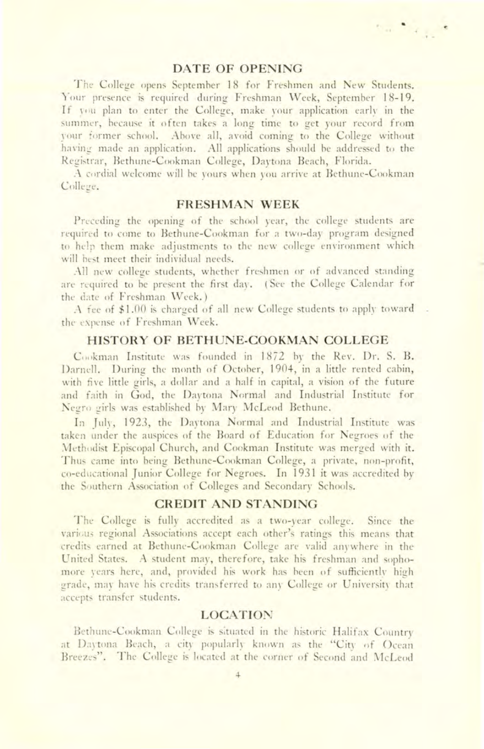## DATE OF OPENING

The College opens September 18 for Freshmen and New Students. Your presence is required during Freshman Week, September 18-19. If you plan to enter the College, make your application early in the summer, because it often takes a long time to get your record from your former school. Above all, avoid coming to the College without having made an application. All applications should be addressed to the Registrar, Bethune-Cookman College, Daytona Beach, Florida.

A cordial welcome will be yours when you arrive at Bethune-Cookman College.

## FRESHMAN WEEK

Preceding the opening of the school year, the college students are required to come to Bethune-Cookman for a two-day program designed to help them make adjustments to the new college environment which will best meet their individual needs.

All new college students, whether freshmen or of advanced standing are required to be present the first day. (See the College Calendar for the date of Freshman Week.)

A fee of $1.00 is charged of all new College students to apply toward the expense of Freshman Week.

## HISTORY OF BETHUNE-COOKMAN COLLEGE

Cookman Institute was founded in 1872 by the Rev. Dr. S. B. Darnell. During the month of October, 1904, in a little rented cabin, with five little girls, a dollar and a half in capital, a vision of the future and faith in God, the Daytona Normal and Industrial Institute for Negro girls was established by Mary McLeod Bethune.

In July, 1923, the Daytona Normal and Industrial Institute was taken under the auspices of the Board of Education for Negroes of the Methodist Episcopal Church, and Cookman Institute was merged with it. Thus came into being Bethune-Cookman College, a private, non-profit, co-educational Junior College for Negroes. In 1931 it was accredited by the Southern Association of Colleges and Secondary Schools.

## CREDIT AND STANDING

The College is fully accredited as a two-year college. Since the various regional Associations accept each other's ratings this means that credits earned at Bethune-Cookman College are valid anywhere in the United States. A student may, therefore, take his freshman and sophomore years here, and, provided his work has been of sufficiently high grade, may have his credits transferred to any College or University that accepts transfer students.

## LOCATION

Bethune-Cookman College is situated in the historic Halifax Country at Daytona Beach, a city popularly known as the "City of Ocean Breezes". The College is located at the corner of Second and McLeod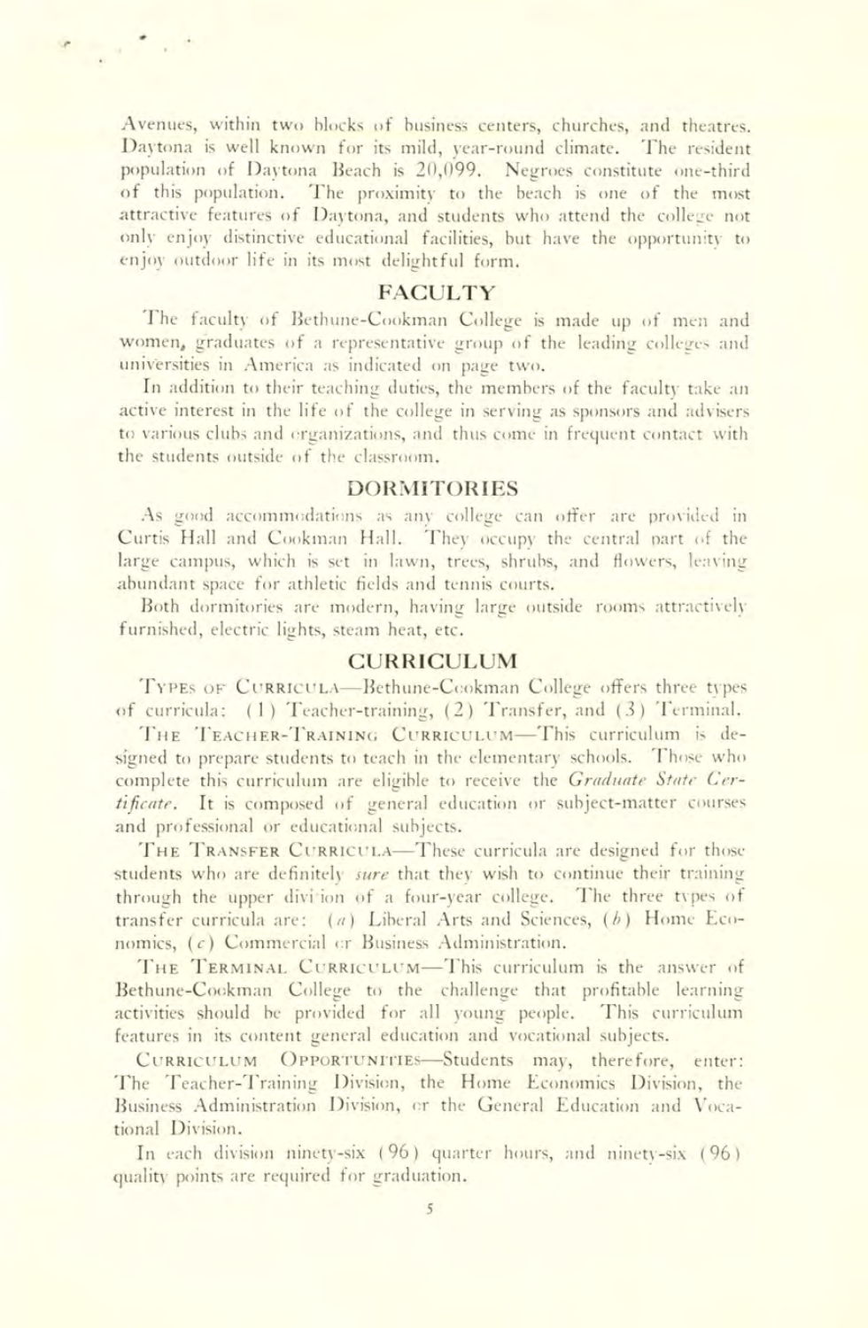Avenues, within two blocks of business centers, churches, and theatres. Daytona is well known for its mild, year-round climate. The resident population of Daytona Beach is 20,099. Negroes constitute one-third of this population. The proximity to the beach is one of the most attractive features of Daytona, and students who attend the college not only enjoy distinctive educational facilities, but have the opportunity to enjoy outdoor life in its most delightful form.

## FACULTY

The faculty of Bethune-Cookman College is made up of men and women, graduates of a representative group of the leading colleges and universities in America as indicated on page two.

In addition to their teaching duties, the members of the faculty take an active interest in the life of the college in serving as sponsors and advisers to various clubs and organizations, and thus come in frequent contact with the students outside of the classroom.

## DORMITORIES

As good accommodations as any college can offer are provided in Curtis Hall and Cookman Hall. They occupy the central part of the large campus, which is set in lawn, trees, shrubs, and flowers, leaving abundant space for athletic fields and tennis courts.

Both dormitories are modern, having large outside rooms attractively furnished, electric lights, steam heat, etc.

## CURRICULUM

TYPES OF CURRICULA—Bethune-Cookman College offers three types of curricula: (1) Teacher-training, (2) Transfer, and (3) Terminal.

THE TEACHER-TRAINING CURRICULUM—This curriculum is designed to prepare students to teach in the elementary schools. Those who complete this curriculum are eligible to receive the *Graduate State Certificate*. It is composed of general education or subject-matter courses and professional or educational subjects.

THE TRANSFER CURRICULA—These curricula are designed for those students who are definitely *sure* that they wish to continue their training through the upper division of a four-year college. The three types of transfer curricula are: (*a*) Liberal Arts and Sciences, (*b*) Home Economics, (*c*) Commercial or Business Administration.

THE TERMINAL CURRICULUM—This curriculum is the answer of Bethune-Cookman College to the challenge that profitable learning activities should be provided for all young people. This curriculum features in its content general education and vocational subjects.

CURRICULUM OPPORTUNITIES—Students may, therefore, enter: The Teacher-Training Division, the Home Economics Division, the Business Administration Division, or the General Education and Vocational Division.

In each division ninety-six (96) quarter hours, and ninety-six (96) quality points are required for graduation.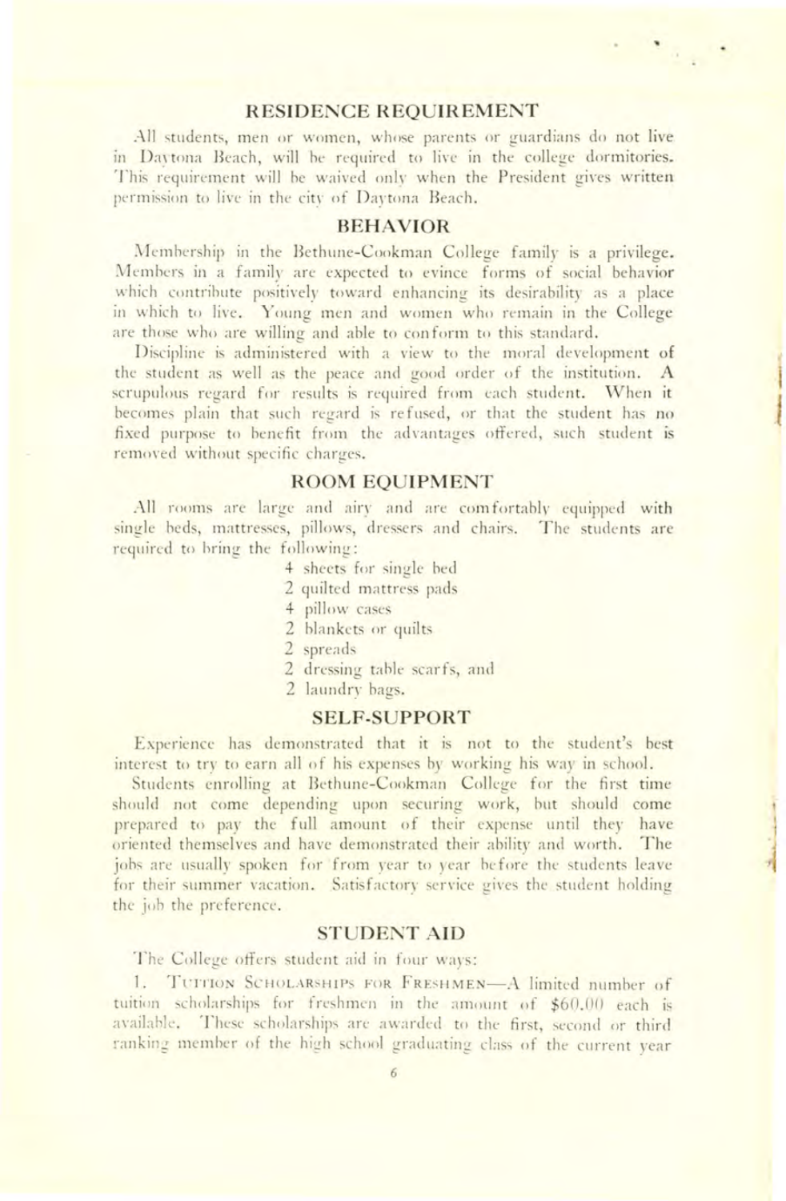## RESIDENCE REQUIREMENT

All students, men or women, whose parents or guardians do not live in Daytona Beach, will be required to live in the college dormitories. This requirement will be waived only when the President gives written permission to live in the city of Daytona Beach.

## BEHAVIOR

Membership in the Bethune-Cookman College family is a privilege. Members in a family are expected to evince forms of social behavior which contribute positively toward enhancing its desirability as a place in which to live. Young men and women who remain in the College are those who are willing and able to conform to this standard.

Discipline is administered with a view to the moral development of the student as well as the peace and good order of the institution. A scrupulous regard for results is required from each student. When it becomes plain that such regard is refused, or that the student has no fixed purpose to benefit from the advantages offered, such student is removed without specific charges.

## ROOM EQUIPMENT

All rooms are large and airy and are comfortably equipped with single beds, mattresses, pillows, dressers and chairs. The students are required to bring the following:

- 4 sheets for single bed
- 2 quilted mattress pads
- 4 pillow cases
- 2 blankets or quilts
- 2 spreads
- 2 dressing table scarfs, and
- 2 laundry bags.

## SELF-SUPPORT

Experience has demonstrated that it is not to the student's best interest to try to earn all of his expenses by working his way in school.

Students enrolling at Bethune-Cookman College for the first time should not come depending upon securing work, but should come prepared to pay the full amount of their expense until they have oriented themselves and have demonstrated their ability and worth. The jobs are usually spoken for from year to year before the students leave for their summer vacation. Satisfactory service gives the student holding the job the preference.

## STUDENT AID

The College offers student aid in four ways:

1. Tuition Scholarships for Freshmen—A limited number of tuition scholarships for freshmen in the amount of $60.00 each is available. These scholarships are awarded to the first, second or third ranking member of the high school graduating class of the current year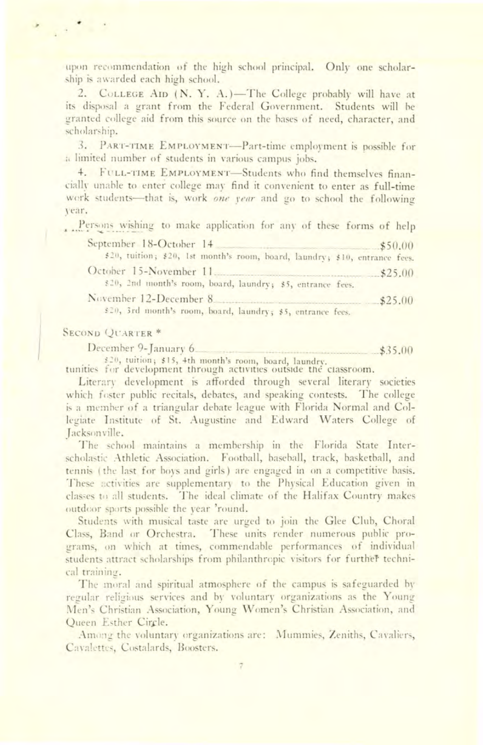upon recommendation of the high school principal. Only one scholarship is awarded each high school.

2. College Aid (N. Y. A.)—The College probably will have at its disposal a grant from the Federal Government. Students will be granted college aid from this source on the bases of need, character, and scholarship.

3. Part-time Employment—Part-time employment is possible for a limited number of students in various campus jobs.

4. Full-time Employment—Students who find themselves financially unable to enter college may find it convenient to enter as full-time work students—that is, work *one year* and go to school the following year.

Persons wishing to make application for any of these forms of help

September 18-October 14 .......... $50.00
$20, tuition; $20, 1st month's room, board, laundry; $10, entrance fees.

October 15-November 11 .......... $25.00
$20, 2nd month's room, board, laundry; $5, entrance fees.

November 12-December 8 .......... $25.00
$20, 3rd month's room, board, laundry; $5, entrance fees.

Second Quarter *

December 9-January 6 .......... $35.00
$20, tuition; $15, 4th month's room, board, laundry.

tunities for development through activities outside the classroom.

Literary development is afforded through several literary societies which foster public recitals, debates, and speaking contests. The college is a member of a triangular debate league with Florida Normal and Collegiate Institute of St. Augustine and Edward Waters College of Jacksonville.

The school maintains a membership in the Florida State Interscholastic Athletic Association. Football, baseball, track, basketball, and tennis (the last for boys and girls) are engaged in on a competitive basis. These activities are supplementary to the Physical Education given in classes to all students. The ideal climate of the Halifax Country makes outdoor sports possible the year 'round.

Students with musical taste are urged to join the Glee Club, Choral Class, Band or Orchestra. These units render numerous public programs, on which at times, commendable performances of individual students attract scholarships from philanthropic visitors for further technical training.

The moral and spiritual atmosphere of the campus is safeguarded by regular religious services and by voluntary organizations as the Young Men's Christian Association, Young Women's Christian Association, and Queen Esther Circle.

Among the voluntary organizations are: Mummies, Zeniths, Cavaliers, Cavalettes, Costalards, Boosters.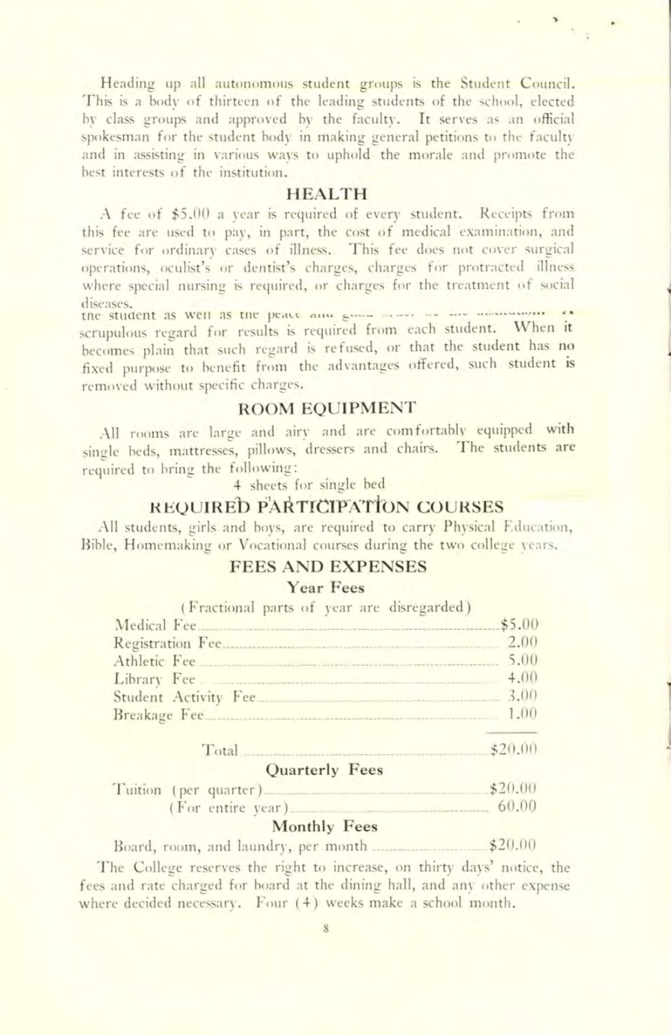Heading up all autonomous student groups is the Student Council. This is a body of thirteen of the leading students of the school, elected by class groups and approved by the faculty. It serves as an official spokesman for the student body in making general petitions to the faculty and in assisting in various ways to uphold the morale and promote the best interests of the institution.

## HEALTH

A fee of $5.00 a year is required of every student. Receipts from this fee are used to pay, in part, the cost of medical examination, and service for ordinary cases of illness. This fee does not cover surgical operations, oculist's or dentist's charges, charges for protracted illness where special nursing is required, or charges for the treatment of social diseases.

the student as well as the peace and ... scrupulous regard for results is required from each student. When it becomes plain that such regard is refused, or that the student has no fixed purpose to benefit from the advantages offered, such student is removed without specific charges.

## ROOM EQUIPMENT

All rooms are large and airy and are comfortably equipped with single beds, mattresses, pillows, dressers and chairs. The students are required to bring the following:

4 sheets for single bed

## REQUIRED PARTICIPATION COURSES

All students, girls and boys, are required to carry Physical Education, Bible, Homemaking or Vocational courses during the two college years.

## FEES AND EXPENSES

### Year Fees

(Fractional parts of year are disregarded)

| | |
|---|---|
| Medical Fee | $5.00 |
| Registration Fee | 2.00 |
| Athletic Fee | 5.00 |
| Library Fee | 4.00 |
| Student Activity Fee | 3.00 |
| Breakage Fee | 1.00 |
| Total | $20.00 |

### Quarterly Fees

| | |
|---|---|
| Tuition (per quarter) | $20.00 |
| (For entire year) | 60.00 |

### Monthly Fees

| | |
|---|---|
| Board, room, and laundry, per month | $20.00 |

The College reserves the right to increase, on thirty days' notice, the fees and rate charged for board at the dining hall, and any other expense where decided necessary. Four (4) weeks make a school month.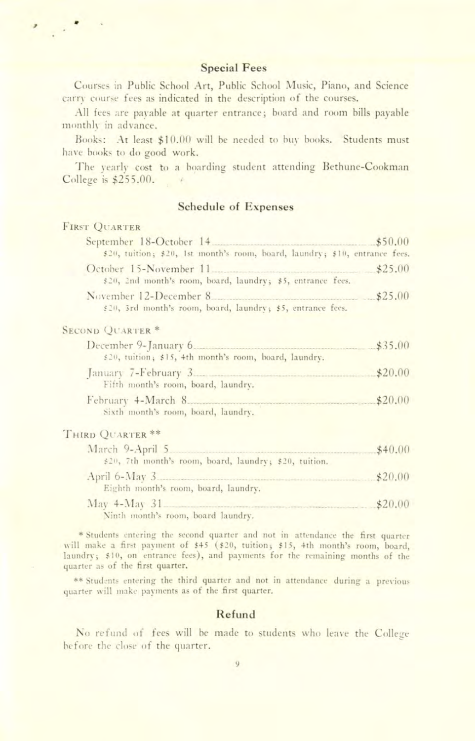## Special Fees

Courses in Public School Art, Public School Music, Piano, and Science carry course fees as indicated in the description of the courses.

All fees are payable at quarter entrance; board and room bills payable monthly in advance.

Books: At least $10.00 will be needed to buy books. Students must have books to do good work.

The yearly cost to a boarding student attending Bethune-Cookman College is $255.00.

## Schedule of Expenses

### First Quarter

| | |
|---|---|
| September 18-October 14 | $50.00 |
| $20, tuition; $20, 1st month's room, board, laundry; $10, entrance fees. | |
| October 15-November 11 | $25.00 |
| $20, 2nd month's room, board, laundry; $5, entrance fees. | |
| November 12-December 8 | $25.00 |
| $20, 3rd month's room, board, laundry; $5, entrance fees. | |

### Second Quarter *

| | |
|---|---|
| December 9-January 6 | $35.00 |
| $20, tuition; $15, 4th month's room, board, laundry. | |
| January 7-February 3 | $20.00 |
| Fifth month's room, board, laundry. | |
| February 4-March 8 | $20.00 |
| Sixth month's room, board, laundry. | |

### Third Quarter **

| | |
|---|---|
| March 9-April 5 | $40.00 |
| $20, 7th month's room, board, laundry; $20, tuition. | |
| April 6-May 3 | $20.00 |
| Eighth month's room, board, laundry. | |
| May 4-May 31 | $20.00 |
| Ninth month's room, board laundry. | |

* Students entering the second quarter and not in attendance the first quarter will make a first payment of $45 ($20, tuition; $15, 4th month's room, board, laundry; $10, on entrance fees), and payments for the remaining months of the quarter as of the first quarter.

** Students entering the third quarter and not in attendance during a previous quarter will make payments as of the first quarter.

## Refund

No refund of fees will be made to students who leave the College before the close of the quarter.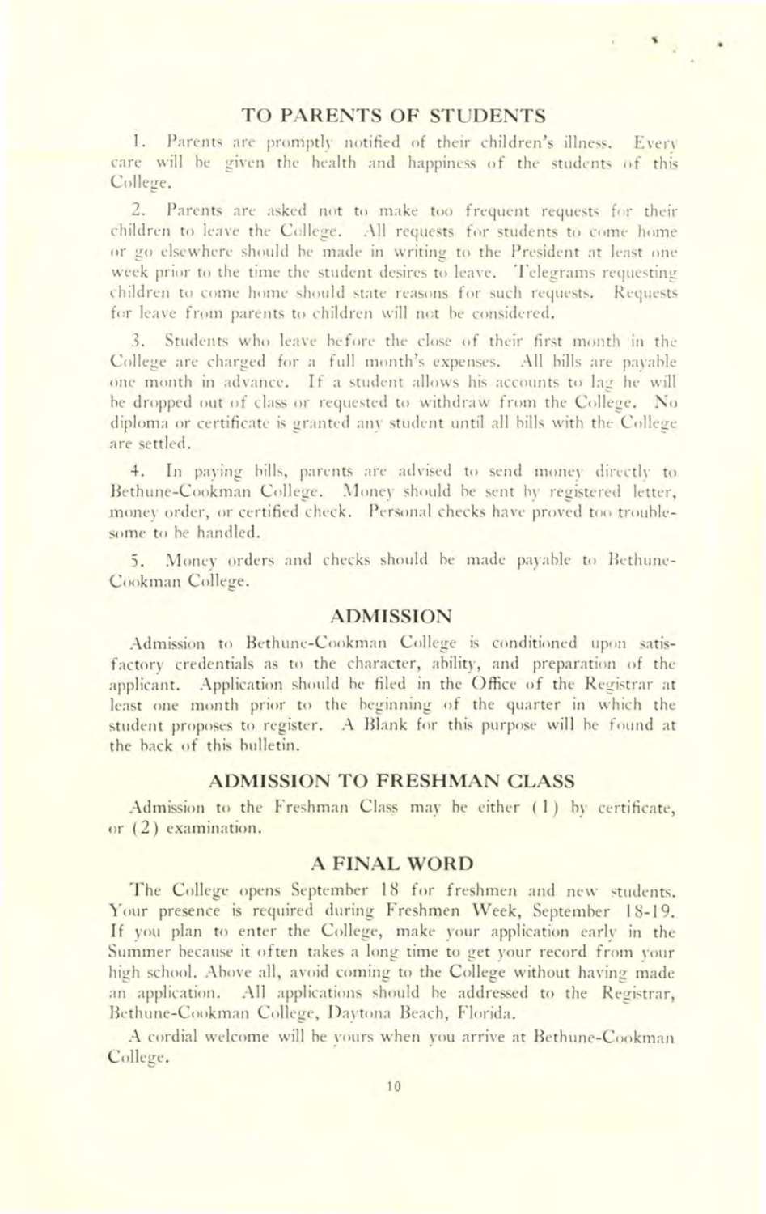## TO PARENTS OF STUDENTS

1. Parents are promptly notified of their children's illness. Every care will be given the health and happiness of the students of this College.

2. Parents are asked not to make too frequent requests for their children to leave the College. All requests for students to come home or go elsewhere should be made in writing to the President at least one week prior to the time the student desires to leave. Telegrams requesting children to come home should state reasons for such requests. Requests for leave from parents to children will not be considered.

3. Students who leave before the close of their first month in the College are charged for a full month's expenses. All bills are payable one month in advance. If a student allows his accounts to lag he will be dropped out of class or requested to withdraw from the College. No diploma or certificate is granted any student until all bills with the College are settled.

4. In paying bills, parents are advised to send money directly to Bethune-Cookman College. Money should be sent by registered letter, money order, or certified check. Personal checks have proved too troublesome to be handled.

5. Money orders and checks should be made payable to Bethune-Cookman College.

## ADMISSION

Admission to Bethune-Cookman College is conditioned upon satisfactory credentials as to the character, ability, and preparation of the applicant. Application should be filed in the Office of the Registrar at least one month prior to the beginning of the quarter in which the student proposes to register. A Blank for this purpose will be found at the back of this bulletin.

## ADMISSION TO FRESHMAN CLASS

Admission to the Freshman Class may be either (1) by certificate, or (2) examination.

## A FINAL WORD

The College opens September 18 for freshmen and new students. Your presence is required during Freshmen Week, September 18-19. If you plan to enter the College, make your application early in the Summer because it often takes a long time to get your record from your high school. Above all, avoid coming to the College without having made an application. All applications should be addressed to the Registrar, Bethune-Cookman College, Daytona Beach, Florida.

A cordial welcome will be yours when you arrive at Bethune-Cookman College.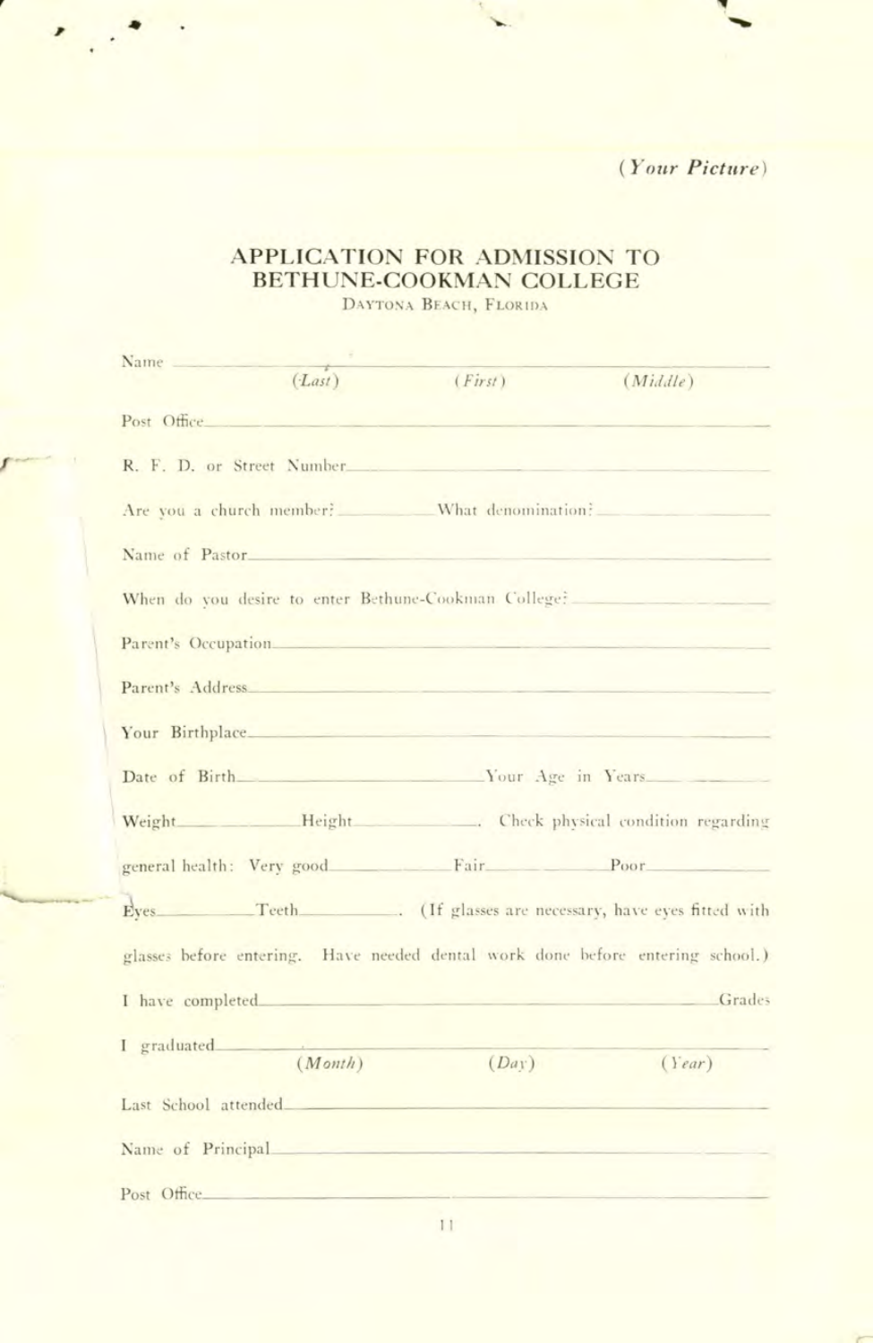*(Your Picture)*

# APPLICATION FOR ADMISSION TO BETHUNE-COOKMAN COLLEGE

DAYTONA BEACH, FLORIDA

Name ______________________________________________
(*Last*) (*First*) (*Middle*)

Post Office ______________________________________________

R. F. D. or Street Number ______________________________________________

Are you a church member? ______________ What denomination? ______________

Name of Pastor ______________________________________________

When do you desire to enter Bethune-Cookman College? ______________

Parent's Occupation ______________________________________________

Parent's Address ______________________________________________

Your Birthplace ______________________________________________

Date of Birth ______________________ Your Age in Years ______________

Weight ______________ Height ______________. Check physical condition regarding general health: Very good ______________ Fair ______________ Poor ______________

Eyes ______________ Teeth ______________. (If glasses are necessary, have eyes fitted with glasses before entering. Have needed dental work done before entering school.)

I have completed ______________________________________________ Grades

I graduated ______________________________________________
(*Month*) (*Day*) (*Year*)

Last School attended ______________________________________________

Name of Principal ______________________________________________

Post Office ______________________________________________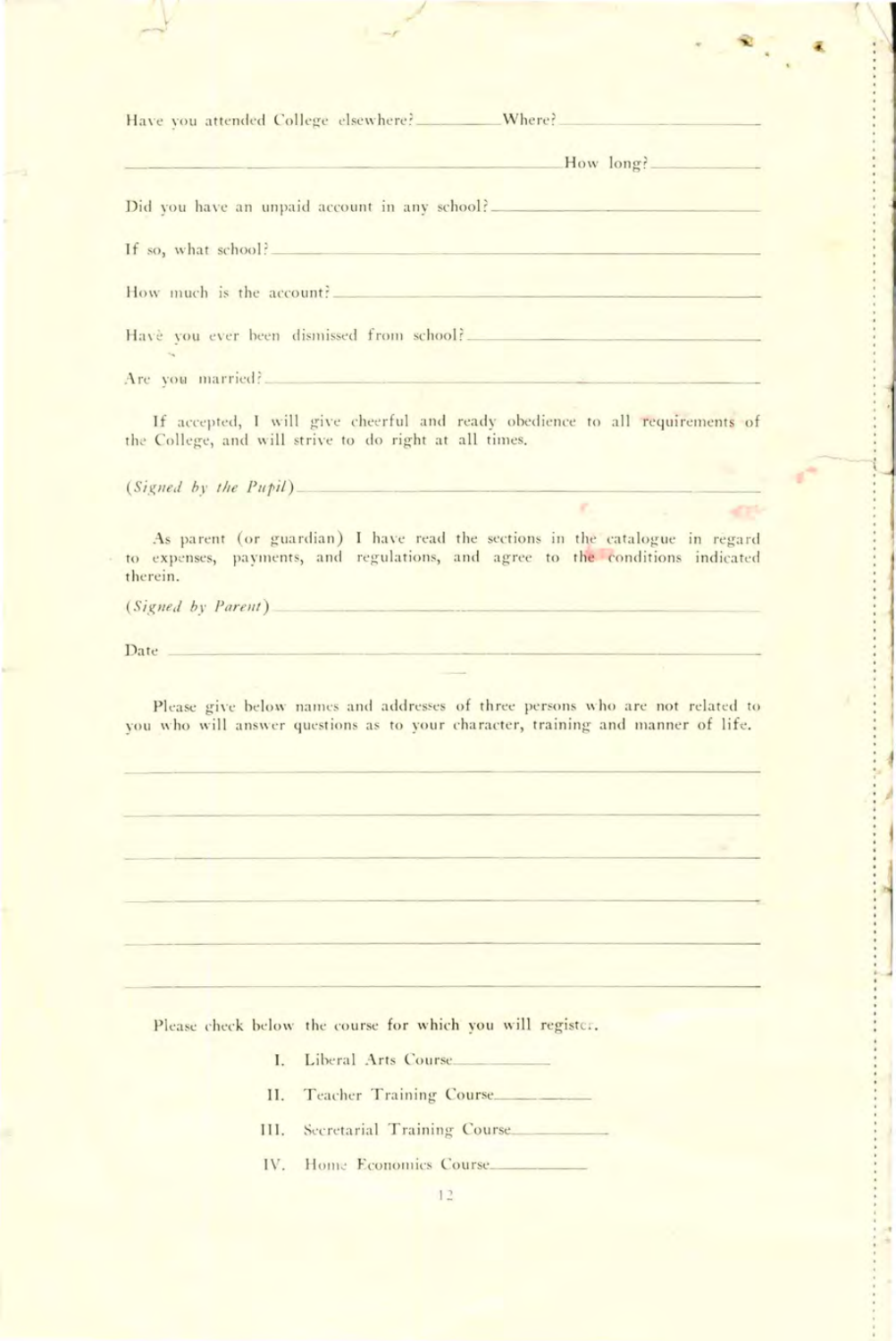Have you attended College elsewhere?\_\_\_\_\_\_\_\_ Where?\_\_\_\_\_\_\_\_\_\_\_\_\_\_\_\_\_\_\_\_

\_\_\_\_\_\_\_\_\_\_\_\_\_\_\_\_\_\_\_\_\_\_\_\_\_\_\_\_\_\_\_\_\_\_\_\_\_\_\_\_ How long?\_\_\_\_\_\_\_\_\_\_\_\_

Did you have an unpaid account in any school?\_\_\_\_\_\_\_\_\_\_\_\_\_\_\_\_\_\_\_\_\_\_\_\_

If so, what school?\_\_\_\_\_\_\_\_\_\_\_\_\_\_\_\_\_\_\_\_\_\_\_\_\_\_\_\_\_\_\_\_\_\_\_\_\_\_\_\_

How much is the account?\_\_\_\_\_\_\_\_\_\_\_\_\_\_\_\_\_\_\_\_\_\_\_\_\_\_\_\_\_\_\_\_\_\_\_\_

Have you ever been dismissed from school?\_\_\_\_\_\_\_\_\_\_\_\_\_\_\_\_\_\_\_\_\_\_\_\_\_\_

Are you married?\_\_\_\_\_\_\_\_\_\_\_\_\_\_\_\_\_\_\_\_\_\_\_\_\_\_\_\_\_\_\_\_\_\_\_\_\_\_\_\_\_\_\_

If accepted, I will give cheerful and ready obedience to all requirements of the College, and will strive to do right at all times.

*(Signed by the Pupil)*\_\_\_\_\_\_\_\_\_\_\_\_\_\_\_\_\_\_\_\_\_\_\_\_\_\_\_\_\_\_\_\_\_\_\_\_\_\_\_\_

As parent (or guardian) I have read the sections in the catalogue in regard to expenses, payments, and regulations, and agree to the conditions indicated therein.

*(Signed by Parent)*\_\_\_\_\_\_\_\_\_\_\_\_\_\_\_\_\_\_\_\_\_\_\_\_\_\_\_\_\_\_\_\_\_\_\_\_\_\_\_\_\_

Date \_\_\_\_\_\_\_\_\_\_\_\_\_\_\_\_\_\_\_\_\_\_\_\_\_\_\_\_\_\_\_\_\_\_\_\_\_\_\_\_\_\_\_\_\_\_\_\_\_\_\_

Please give below names and addresses of three persons who are not related to you who will answer questions as to your character, training and manner of life.

\_\_\_\_\_\_\_\_\_\_\_\_\_\_\_\_\_\_\_\_\_\_\_\_\_\_\_\_\_\_\_\_\_\_\_\_\_\_\_\_\_\_\_\_\_\_\_\_\_\_\_\_\_\_\_\_\_

\_\_\_\_\_\_\_\_\_\_\_\_\_\_\_\_\_\_\_\_\_\_\_\_\_\_\_\_\_\_\_\_\_\_\_\_\_\_\_\_\_\_\_\_\_\_\_\_\_\_\_\_\_\_\_\_\_

\_\_\_\_\_\_\_\_\_\_\_\_\_\_\_\_\_\_\_\_\_\_\_\_\_\_\_\_\_\_\_\_\_\_\_\_\_\_\_\_\_\_\_\_\_\_\_\_\_\_\_\_\_\_\_\_\_

\_\_\_\_\_\_\_\_\_\_\_\_\_\_\_\_\_\_\_\_\_\_\_\_\_\_\_\_\_\_\_\_\_\_\_\_\_\_\_\_\_\_\_\_\_\_\_\_\_\_\_\_\_\_\_\_\_

\_\_\_\_\_\_\_\_\_\_\_\_\_\_\_\_\_\_\_\_\_\_\_\_\_\_\_\_\_\_\_\_\_\_\_\_\_\_\_\_\_\_\_\_\_\_\_\_\_\_\_\_\_\_\_\_\_

\_\_\_\_\_\_\_\_\_\_\_\_\_\_\_\_\_\_\_\_\_\_\_\_\_\_\_\_\_\_\_\_\_\_\_\_\_\_\_\_\_\_\_\_\_\_\_\_\_\_\_\_\_\_\_\_\_

Please check below the course for which you will register.

I. Liberal Arts Course\_\_\_\_\_\_\_\_\_\_

II. Teacher Training Course\_\_\_\_\_\_\_\_\_\_

III. Secretarial Training Course\_\_\_\_\_\_\_\_\_\_

IV. Home Economics Course\_\_\_\_\_\_\_\_\_\_